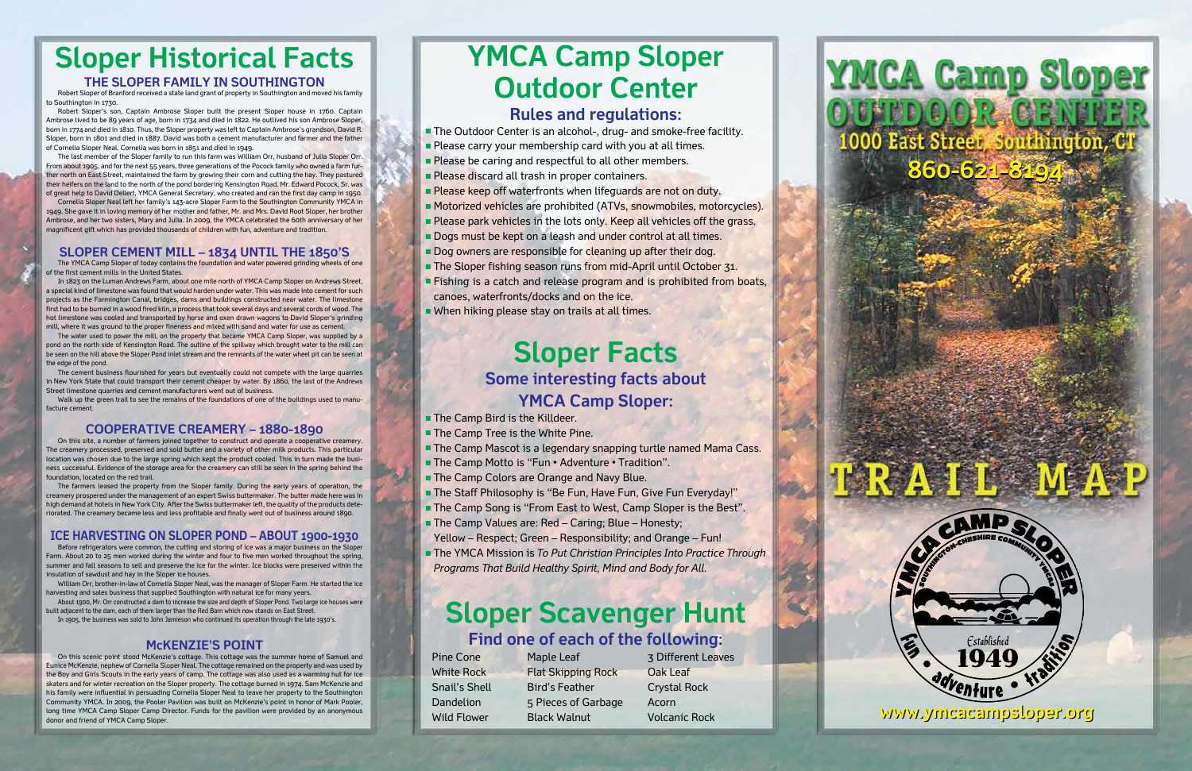# Sloper Historical Facts

## THE SLOPER FAMILY IN SOUTHINGTON

Robert Sloper of Branford received a state land grant of property in Southington and moved his family to Southington in 1730.

Robert Sloper's son, Captain Ambrose Sloper built the present Sloper house in 1760. Captain Ambrose lived to be 89 years of age, born in 1734 and died in 1822. He outlived his son Ambrose Sloper, born in 1774 and died in 1810. Thus, the Sloper property was left to Captain Ambrose's grandson, David R. Sloper, born in 1801 and died in 1887. David was both a cement manufacturer and farmer and the father of Cornelia Sloper Neal. Cornelia was born in 1851 and died in 1949.

The last member of the Sloper family to run this farm was William Orr, husband of Julia Sloper Orr. From about 1905, and for the next 55 years, three generations of the Pocock family who owned a farm further north on East Street, maintained the farm by growing their corn and cutting the hay. They pastured their heifers on the land to the north of the pond bordering Kensington Road. Mr. Edward Pocock, Sr. was of great help to David Dellert, YMCA General Secretary, who created and ran the first day camp in 1950.

Cornelia Sloper Neal left her family's 143-acre Sloper Farm to the Southington Community YMCA in 1949. She gave it in loving memory of her mother and father, Mr. and Mrs. David Root Sloper, her brother Ambrose, and her two sisters, Mary and Julia. In 2009, the YMCA celebrated the 60th anniversary of her magnificent gift which has provided thousands of children with fun, adventure and tradition.

## SLOPER CEMENT MILL – 1834 UNTIL THE 1850'S

The YMCA Camp Sloper of today contains the foundation and water powered grinding wheels of one of the first cement mills in the United States.

In 1823 on the Luman Andrews Farm, about one mile north of YMCA Camp Sloper on Andrews Street, a special kind of limestone was found that would harden under water. This was made into cement for such projects as the Farmington Canal, bridges, dams and buildings constructed near water. The limestone first had to be burned in a wood fired kiln, a process that took several days and several cords of wood. The hot limestone was cooled and transported by horse and oxen drawn wagons to David Sloper's grinding mill, where it was ground to the proper fineness and mixed with sand and water for use as cement.

The water used to power the mill, on the property that became YMCA Camp Sloper, was supplied by a pond on the north side of Kensington Road. The outline of the spillway which brought water to the mill can be seen on the hill above the Sloper Pond inlet stream and the remnants of the water wheel pit can be seen at the edge of the pond.

The cement business flourished for years but eventually could not compete with the large quarries in New York State that could transport their cement cheaper by water. By 1860, the last of the Andrews Street limestone quarries and cement manufacturers went out of business.

Walk up the green trail to see the remains of the foundations of one of the buildings used to manufacture cement.

## COOPERATIVE CREAMERY – 1880-1890

On this site, a number of farmers joined together to construct and operate a cooperative creamery. The creamery processed, preserved and sold butter and a variety of other milk products. This particular location was chosen due to the large spring which kept the product cooled. This in turn made the business successful. Evidence of the storage area for the creamery can still be seen in the spring behind the foundation, located on the red trail.

The farmers leased the property from the Sloper family. During the early years of operation, the creamery prospered under the management of an expert Swiss buttermaker. The butter made here was in high demand at hotels in New York City. After the Swiss buttermaker left, the quality of the products deteriorated. The creamery became less and less profitable and finally went out of business around 1890.

## ICE HARVESTING ON SLOPER POND – ABOUT 1900-1930

Before refrigerators were common, the cutting and storing of ice was a major business on the Sloper Farm. About 20 to 25 men worked during the winter and four to five men worked throughout the spring, summer and fall seasons to sell and preserve the ice for the winter. Ice blocks were preserved within the insulation of sawdust and hay in the Sloper ice houses.

William Orr, brother-in-law of Cornelia Sloper Neal, was the manager of Sloper Farm. He started the ice harvesting and sales business that supplied Southington with natural ice for many years.

About 1900, Mr. Orr constructed a dam to increase the size and depth of Sloper Pond. Two large ice houses were built adjacent to the dam, each of them larger than the Red Barn which now stands on East Street.

In 1905, the business was sold to John Jamieson who continued its operation through the late 1930's.

## McKENZIE'S POINT

On this scenic point stood McKenzie's cottage. This cottage was the summer home of Samuel and Eunice McKenzie, nephew of Cornelia Sloper Neal. The cottage remained on the property and was used by the Boy and Girls Scouts in the early years of camp. The cottage was also used as a warming hut for ice skaters and for winter recreation on the Sloper property. The cottage burned in 1974. Sam McKenzie and his family were influential in persuading Cornelia Sloper Neal to leave her property to the Southington Community YMCA. In 2009, the Pooler Pavilion was built on McKenzie's point in honor of Mark Pooler, long time YMCA Camp Sloper Camp Director. Funds for the pavilion were provided by an anonymous donor and friend of YMCA Camp Sloper.

# YMCA Camp Sloper Outdoor Center

## Rules and regulations:

- The Outdoor Center is an alcohol-, drug- and smoke-free facility.
- Please carry your membership card with you at all times.
- Please be caring and respectful to all other members.
- Please discard all trash in proper containers.
- Please keep off waterfronts when lifeguards are not on duty.
- Motorized vehicles are prohibited (ATVs, snowmobiles, motorcycles).
- Please park vehicles in the lots only. Keep all vehicles off the grass.
- Dogs must be kept on a leash and under control at all times.
- Dog owners are responsible for cleaning up after their dog.
- The Sloper fishing season runs from mid-April until October 31.
- Fishing is a catch and release program and is prohibited from boats, canoes, waterfronts/docks and on the ice.
- When hiking please stay on trails at all times.

# Sloper Facts

## Some interesting facts about YMCA Camp Sloper:

- The Camp Bird is the Killdeer.
- The Camp Tree is the White Pine.
- The Camp Mascot is a legendary snapping turtle named Mama Cass.
- The Camp Motto is "Fun • Adventure • Tradition".
- The Camp Colors are Orange and Navy Blue.
- The Staff Philosophy is "Be Fun, Have Fun, Give Fun Everyday!"
- The Camp Song is "From East to West, Camp Sloper is the Best".
- The Camp Values are: Red – Caring; Blue – Honesty; Yellow – Respect; Green – Responsibility; and Orange – Fun!
- The YMCA Mission is *To Put Christian Principles Into Practice Through Programs That Build Healthy Spirit, Mind and Body for All.*

# Sloper Scavenger Hunt

## Find one of each of the following:

| | | |
|---|---|---|
| Pine Cone | Maple Leaf | 3 Different Leaves |
| White Rock | Flat Skipping Rock | Oak Leaf |
| Snail's Shell | Bird's Feather | Crystal Rock |
| Dandelion | 5 Pieces of Garbage | Acorn |
| Wild Flower | Black Walnut | Volcanic Rock |

# YMCA Camp Sloper OUTDOOR CENTER

1000 East Street, Southington, CT

860-621-8194

# TRAIL MAP

CAMP SLOPER – SOUTHINGTON-CHESHIRE COMMUNITY YMCAS

Established 1949

Fun • Adventure • Tradition

www.ymcacampsloper.org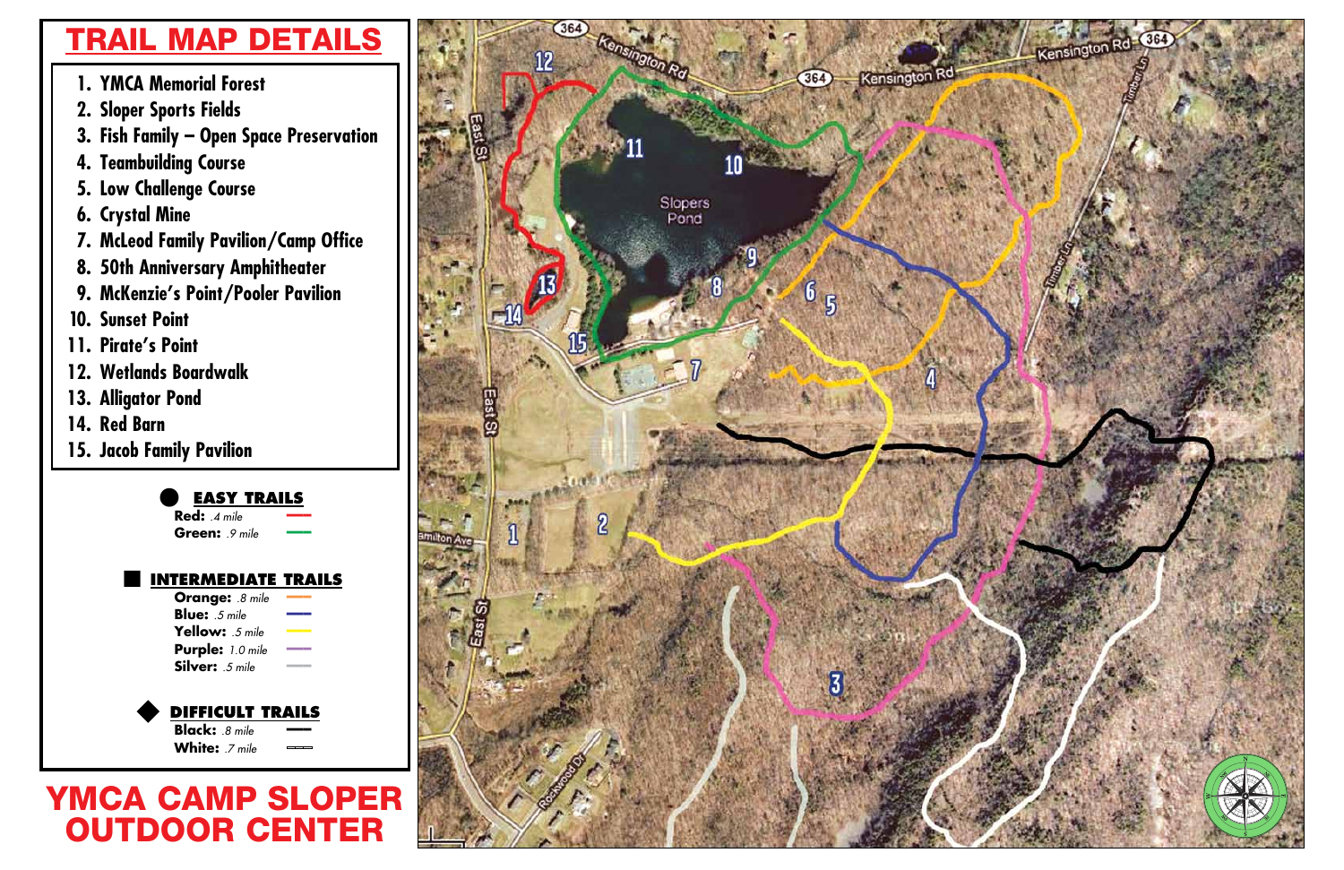# TRAIL MAP DETAILS

1. YMCA Memorial Forest
2. Sloper Sports Fields
3. Fish Family – Open Space Preservation
4. Teambuilding Course
5. Low Challenge Course
6. Crystal Mine
7. McLeod Family Pavilion/Camp Office
8. 50th Anniversary Amphitheater
9. McKenzie's Point/Pooler Pavilion
10. Sunset Point
11. Pirate's Point
12. Wetlands Boardwalk
13. Alligator Pond
14. Red Barn
15. Jacob Family Pavilion

## ● EASY TRAILS

**Red:** *.4 mile*
**Green:** *.9 mile*

## ■ INTERMEDIATE TRAILS

**Orange:** *.8 mile*
**Blue:** *.5 mile*
**Yellow:** *.5 mile*
**Purple:** *1.0 mile*
**Silver:** *.5 mile*

## ◆ DIFFICULT TRAILS

**Black:** *.8 mile*
**White:** *.7 mile*

# YMCA CAMP SLOPER OUTDOOR CENTER

364
Kensington Rd
Timber Ln
East St
Hamilton Ave
Rockwood Dr
Slopers Pond